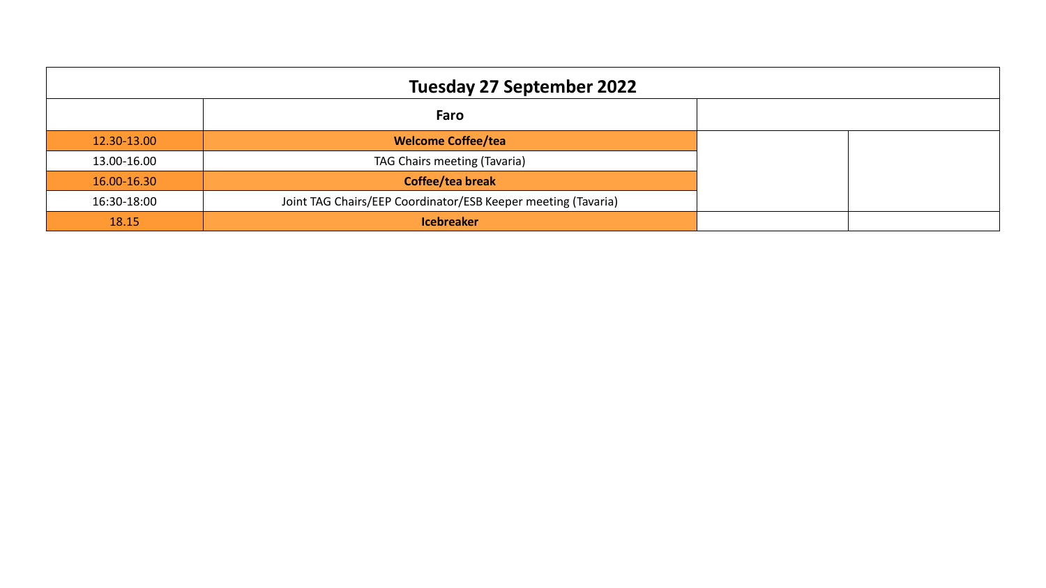| Tuesday 27 September 2022 | | | |
|---|---|---|---|
| | **Faro** | | |
| 12.30-13.00 | **Welcome Coffee/tea** | | |
| 13.00-16.00 | TAG Chairs meeting (Tavaria) | | |
| 16.00-16.30 | **Coffee/tea break** | | |
| 16:30-18:00 | Joint TAG Chairs/EEP Coordinator/ESB Keeper meeting (Tavaria) | | |
| 18.15 | **Icebreaker** | | |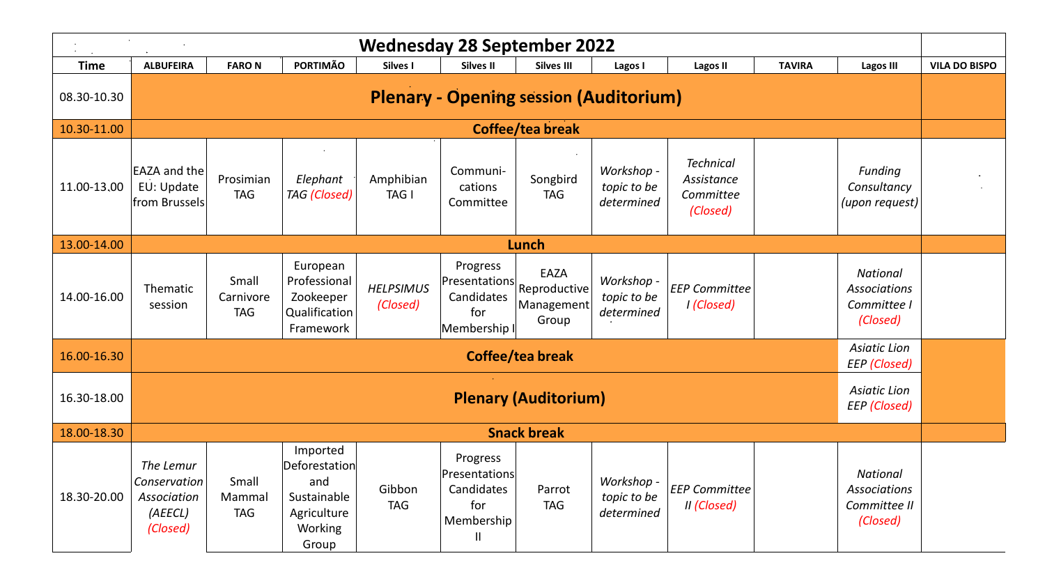## Wednesday 28 September 2022

| Time | ALBUFEIRA | FARO N | PORTIMÃO | Silves I | Silves II | Silves III | Lagos I | Lagos II | TAVIRA | Lagos III | VILA DO BISPO |
|---|---|---|---|---|---|---|---|---|---|---|---|
| 08.30-10.30 | **Plenary - Opening session (Auditorium)** | | | | | | | | | | |
| 10.30-11.00 | **Coffee/tea break** | | | | | | | | | | |
| 11.00-13.00 | EAZA and the EU: Update from Brussels | Prosimian TAG | *Elephant TAG (Closed)* | Amphibian TAG I | Communi-cations Committee | Songbird TAG | *Workshop - topic to be determined* | *Technical Assistance Committee (Closed)* | | *Funding Consultancy (upon request)* | |
| 13.00-14.00 | **Lunch** | | | | | | | | | | |
| 14.00-16.00 | Thematic session | Small Carnivore TAG | European Professional Zookeeper Qualification Framework | *HELPSIMUS (Closed)* | Progress Presentations Candidates for Membership I | EAZA Reproductive Management Group | *Workshop - topic to be determined* | *EEP Committee I (Closed)* | | *National Associations Committee I (Closed)* | |
| 16.00-16.30 | **Coffee/tea break** | | | | | | | | | *Asiatic Lion EEP (Closed)* | |
| 16.30-18.00 | **Plenary (Auditorium)** | | | | | | | | | *Asiatic Lion EEP (Closed)* | |
| 18.00-18.30 | **Snack break** | | | | | | | | | | |
| 18.30-20.00 | *The Lemur Conservation Association (AEECL) (Closed)* | Small Mammal TAG | Imported Deforestation and Sustainable Agriculture Working Group | Gibbon TAG | Progress Presentations Candidates for Membership II | Parrot TAG | *Workshop - topic to be determined* | *EEP Committee II (Closed)* | | *National Associations Committee II (Closed)* | |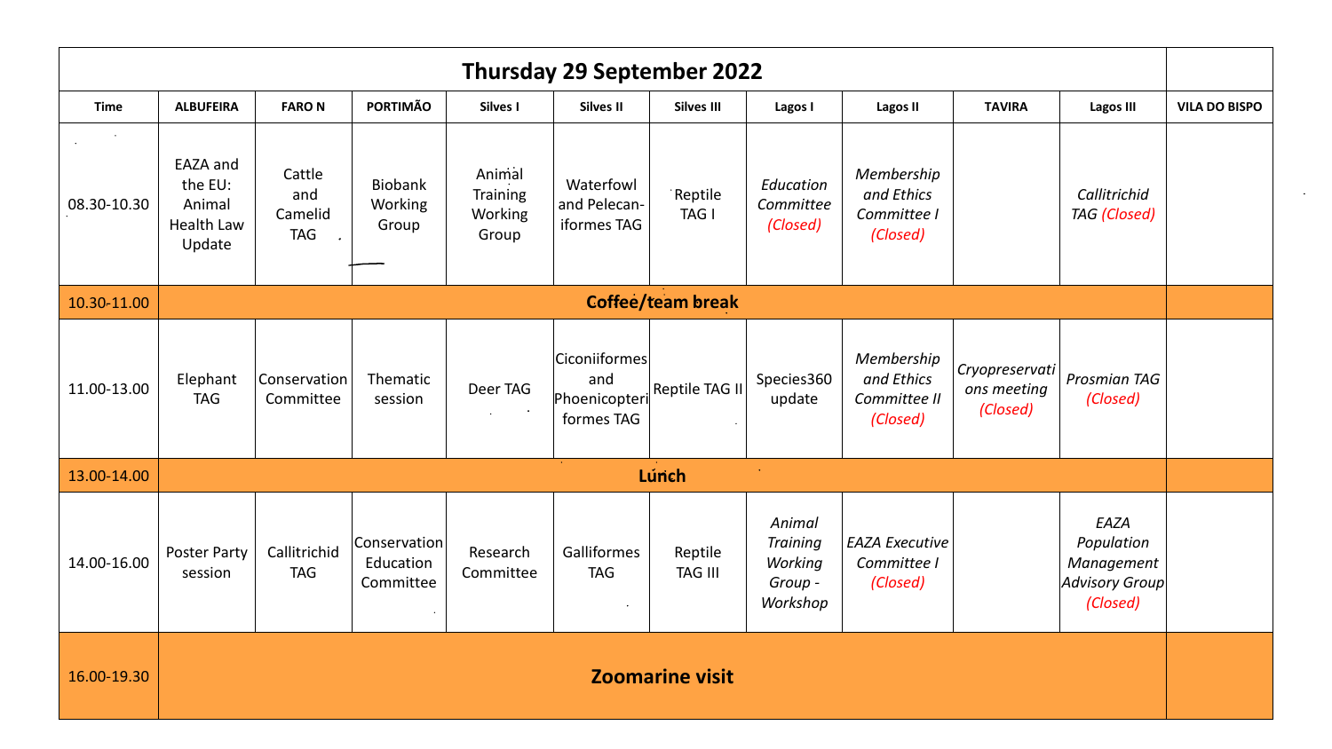# Thursday 29 September 2022

| Time | ALBUFEIRA | FARO N | PORTIMÃO | Silves I | Silves II | Silves III | Lagos I | Lagos II | TAVIRA | Lagos III | VILA DO BISPO |
|---|---|---|---|---|---|---|---|---|---|---|---|
| 08.30-10.30 | EAZA and the EU: Animal Health Law Update | Cattle and Camelid TAG | Biobank Working Group | Animal Training Working Group | Waterfowl and Pelecaniformes TAG | Reptile TAG I | *Education Committee (Closed)* | *Membership and Ethics Committee I (Closed)* | | *Callitrichid TAG (Closed)* | |
| 10.30-11.00 | **Coffee/team break** | | | | | | | | | | |
| 11.00-13.00 | Elephant TAG | Conservation Committee | Thematic session | Deer TAG | Ciconiiformes and Phoenicopteriformes TAG | Reptile TAG II | Species360 update | *Membership and Ethics Committee II (Closed)* | *Cryopreservations meeting (Closed)* | *Prosmian TAG (Closed)* | |
| 13.00-14.00 | **Lunch** | | | | | | | | | | |
| 14.00-16.00 | Poster Party session | Callitrichid TAG | Conservation Education Committee | Research Committee | Galliformes TAG | Reptile TAG III | *Animal Training Working Group - Workshop* | *EAZA Executive Committee I (Closed)* | | *EAZA Population Management Advisory Group (Closed)* | |
| 16.00-19.30 | **Zoomarine visit** | | | | | | | | | | |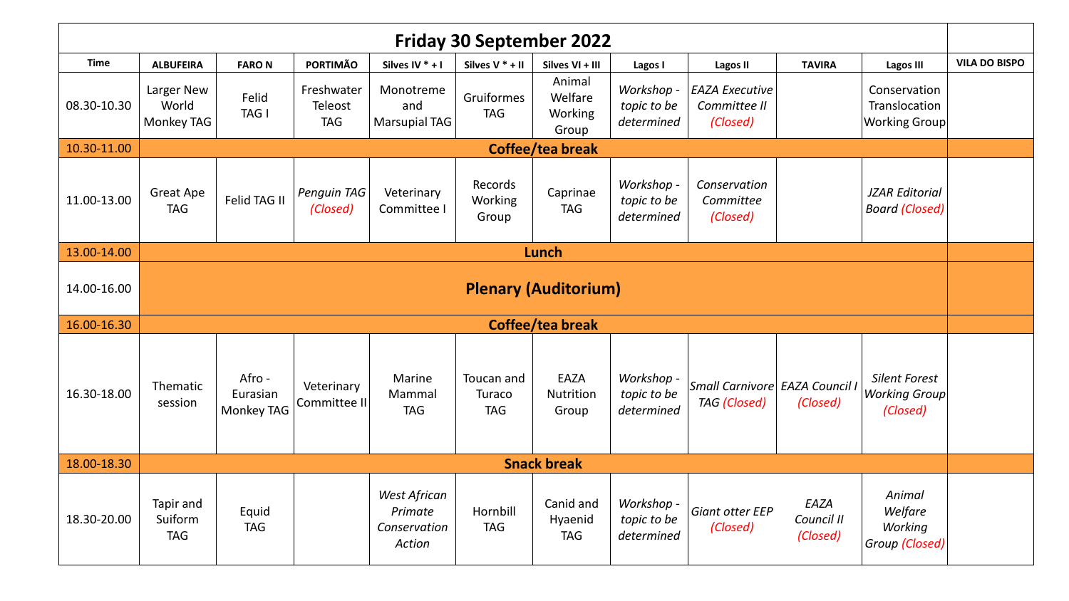# Friday 30 September 2022

| Time | ALBUFEIRA | FARO N | PORTIMÃO | Silves IV * + I | Silves V * + II | Silves VI + III | Lagos I | Lagos II | TAVIRA | Lagos III | VILA DO BISPO |
|---|---|---|---|---|---|---|---|---|---|---|---|
| 08.30-10.30 | Larger New World Monkey TAG | Felid TAG I | Freshwater Teleost TAG | Monotreme and Marsupial TAG | Gruiformes TAG | Animal Welfare Working Group | *Workshop - topic to be determined* | *EAZA Executive Committee II (Closed)* | | Conservation Translocation Working Group | |
| 10.30-11.00 | **Coffee/tea break** | | | | | | | | | | |
| 11.00-13.00 | Great Ape TAG | Felid TAG II | *Penguin TAG (Closed)* | Veterinary Committee I | Records Working Group | Caprinae TAG | *Workshop - topic to be determined* | *Conservation Committee (Closed)* | | *JZAR Editorial Board (Closed)* | |
| 13.00-14.00 | **Lunch** | | | | | | | | | | |
| 14.00-16.00 | **Plenary (Auditorium)** | | | | | | | | | | |
| 16.00-16.30 | **Coffee/tea break** | | | | | | | | | | |
| 16.30-18.00 | Thematic session | Afro - Eurasian Monkey TAG | Veterinary Committee II | Marine Mammal TAG | Toucan and Turaco TAG | EAZA Nutrition Group | *Workshop - topic to be determined* | *Small Carnivore TAG (Closed)* | *EAZA Council I (Closed)* | *Silent Forest Working Group (Closed)* | |
| 18.00-18.30 | **Snack break** | | | | | | | | | | |
| 18.30-20.00 | Tapir and Suiform TAG | Equid TAG | | *West African Primate Conservation Action* | Hornbill TAG | Canid and Hyaenid TAG | *Workshop - topic to be determined* | *Giant otter EEP (Closed)* | *EAZA Council II (Closed)* | *Animal Welfare Working Group (Closed)* | |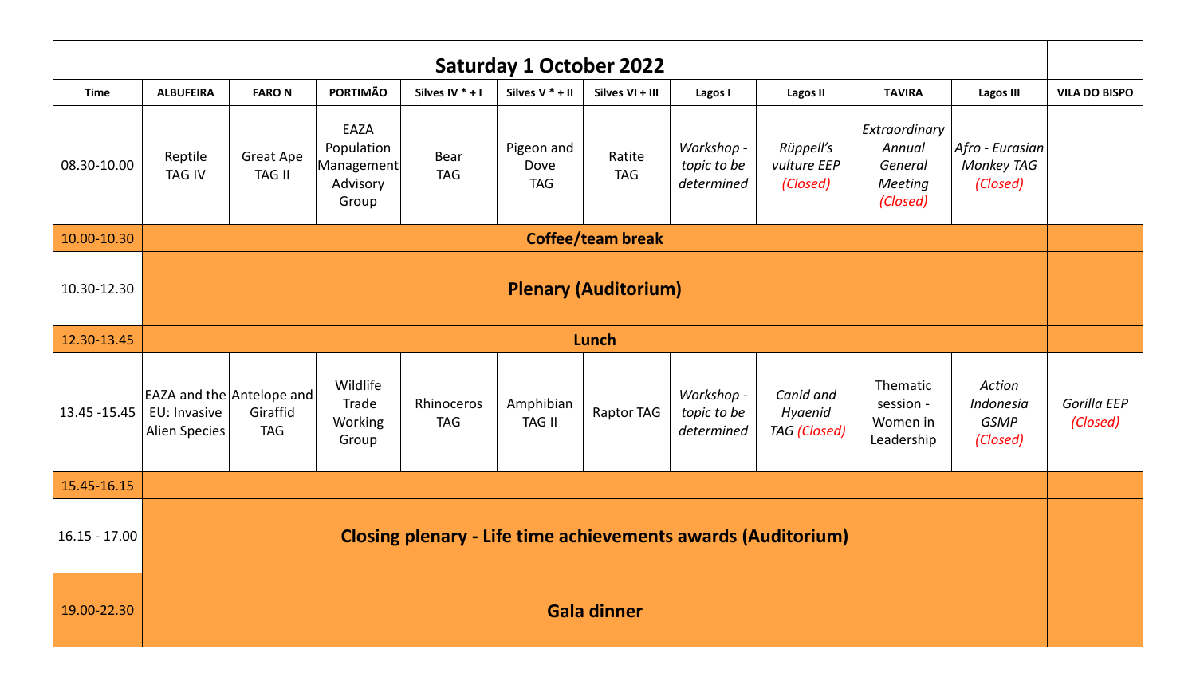| Saturday 1 October 2022 | | | | | | | | | | | |
|---|---|---|---|---|---|---|---|---|---|---|---|
| **Time** | **ALBUFEIRA** | **FARO N** | **PORTIMÃO** | **Silves IV * + I** | **Silves V * + II** | **Silves VI + III** | **Lagos I** | **Lagos II** | **TAVIRA** | **Lagos III** | **VILA DO BISPO** |
| 08.30-10.00 | Reptile TAG IV | Great Ape TAG II | EAZA Population Management Advisory Group | Bear TAG | Pigeon and Dove TAG | Ratite TAG | *Workshop - topic to be determined* | *Rüppell's vulture EEP (Closed)* | *Extraordinary Annual General Meeting (Closed)* | *Afro - Eurasian Monkey TAG (Closed)* | |
| 10.00-10.30 | **Coffee/team break** | | | | | | | | | | |
| 10.30-12.30 | **Plenary (Auditorium)** | | | | | | | | | | |
| 12.30-13.45 | **Lunch** | | | | | | | | | | |
| 13.45 -15.45 | EAZA and the EU: Invasive Alien Species | Antelope and Giraffid TAG | Wildlife Trade Working Group | Rhinoceros TAG | Amphibian TAG II | Raptor TAG | *Workshop - topic to be determined* | *Canid and Hyaenid TAG (Closed)* | Thematic session - Women in Leadership | *Action Indonesia GSMP (Closed)* | *Gorilla EEP (Closed)* |
| 15.45-16.15 | | | | | | | | | | | |
| 16.15 - 17.00 | **Closing plenary - Life time achievements awards (Auditorium)** | | | | | | | | | | |
| 19.00-22.30 | **Gala dinner** | | | | | | | | | | |